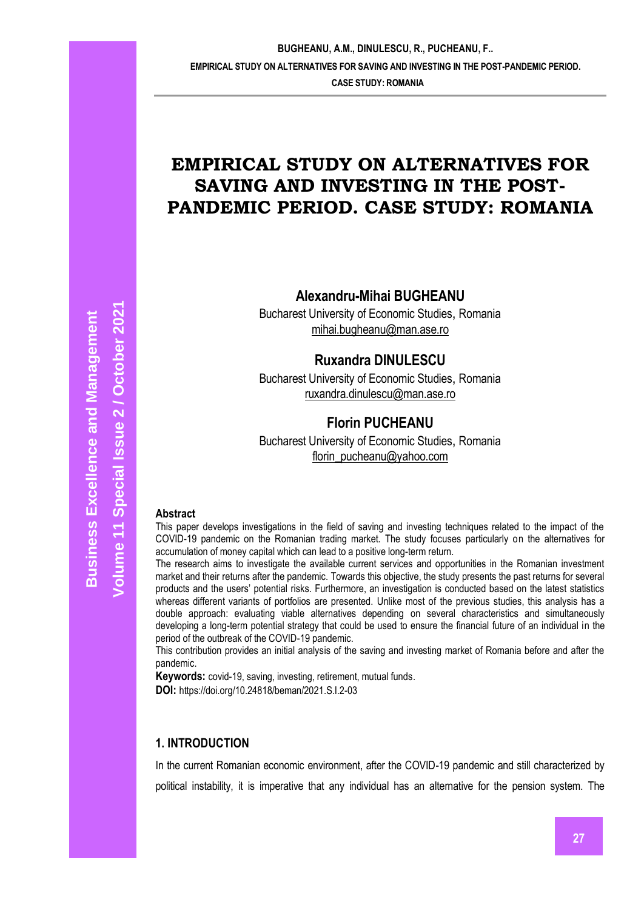# EMPIRICAL STUDY ON ALTERNATIVES FOR SAVING AND INVESTING IN THE POST-PANDEMIC PERIOD. CASE STUDY: ROMANIA

**Alexandru-Mihai BUGHEANU**
Bucharest University of Economic Studies, Romania
mihai.bugheanu@man.ase.ro

**Ruxandra DINULESCU**
Bucharest University of Economic Studies, Romania
ruxandra.dinulescu@man.ase.ro

**Florin PUCHEANU**
Bucharest University of Economic Studies, Romania
florin_pucheanu@yahoo.com

**Abstract**

This paper develops investigations in the field of saving and investing techniques related to the impact of the COVID-19 pandemic on the Romanian trading market. The study focuses particularly on the alternatives for accumulation of money capital which can lead to a positive long-term return.

The research aims to investigate the available current services and opportunities in the Romanian investment market and their returns after the pandemic. Towards this objective, the study presents the past returns for several products and the users' potential risks. Furthermore, an investigation is conducted based on the latest statistics whereas different variants of portfolios are presented. Unlike most of the previous studies, this analysis has a double approach: evaluating viable alternatives depending on several characteristics and simultaneously developing a long-term potential strategy that could be used to ensure the financial future of an individual in the period of the outbreak of the COVID-19 pandemic.

This contribution provides an initial analysis of the saving and investing market of Romania before and after the pandemic.

**Keywords:** covid-19, saving, investing, retirement, mutual funds.

**DOI:** https://doi.org/10.24818/beman/2021.S.I.2-03

## 1. INTRODUCTION

In the current Romanian economic environment, after the COVID-19 pandemic and still characterized by political instability, it is imperative that any individual has an alternative for the pension system. The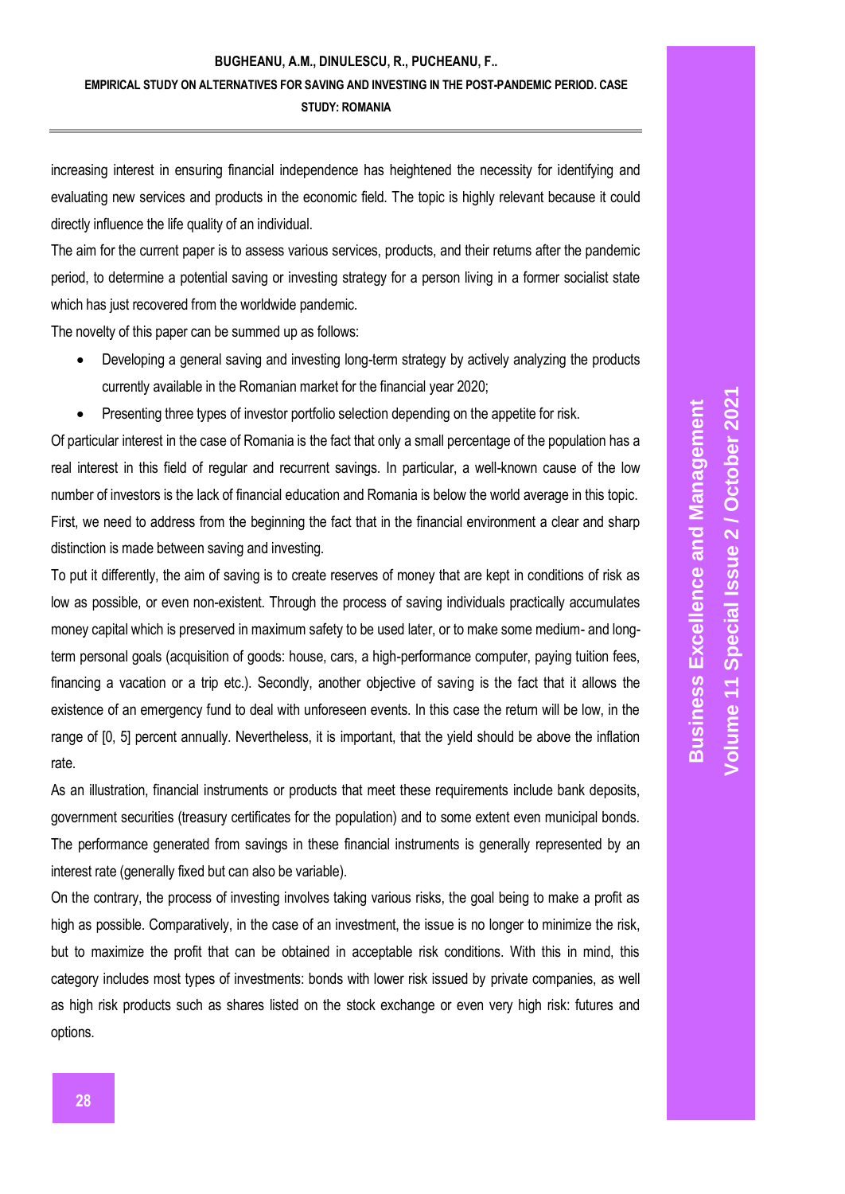increasing interest in ensuring financial independence has heightened the necessity for identifying and evaluating new services and products in the economic field. The topic is highly relevant because it could directly influence the life quality of an individual.

The aim for the current paper is to assess various services, products, and their returns after the pandemic period, to determine a potential saving or investing strategy for a person living in a former socialist state which has just recovered from the worldwide pandemic.

The novelty of this paper can be summed up as follows:

- Developing a general saving and investing long-term strategy by actively analyzing the products currently available in the Romanian market for the financial year 2020;
- Presenting three types of investor portfolio selection depending on the appetite for risk.

Of particular interest in the case of Romania is the fact that only a small percentage of the population has a real interest in this field of regular and recurrent savings. In particular, a well-known cause of the low number of investors is the lack of financial education and Romania is below the world average in this topic.

First, we need to address from the beginning the fact that in the financial environment a clear and sharp distinction is made between saving and investing.

To put it differently, the aim of saving is to create reserves of money that are kept in conditions of risk as low as possible, or even non-existent. Through the process of saving individuals practically accumulates money capital which is preserved in maximum safety to be used later, or to make some medium- and long-term personal goals (acquisition of goods: house, cars, a high-performance computer, paying tuition fees, financing a vacation or a trip etc.). Secondly, another objective of saving is the fact that it allows the existence of an emergency fund to deal with unforeseen events. In this case the return will be low, in the range of [0, 5] percent annually. Nevertheless, it is important, that the yield should be above the inflation rate.

As an illustration, financial instruments or products that meet these requirements include bank deposits, government securities (treasury certificates for the population) and to some extent even municipal bonds. The performance generated from savings in these financial instruments is generally represented by an interest rate (generally fixed but can also be variable).

On the contrary, the process of investing involves taking various risks, the goal being to make a profit as high as possible. Comparatively, in the case of an investment, the issue is no longer to minimize the risk, but to maximize the profit that can be obtained in acceptable risk conditions. With this in mind, this category includes most types of investments: bonds with lower risk issued by private companies, as well as high risk products such as shares listed on the stock exchange or even very high risk: futures and options.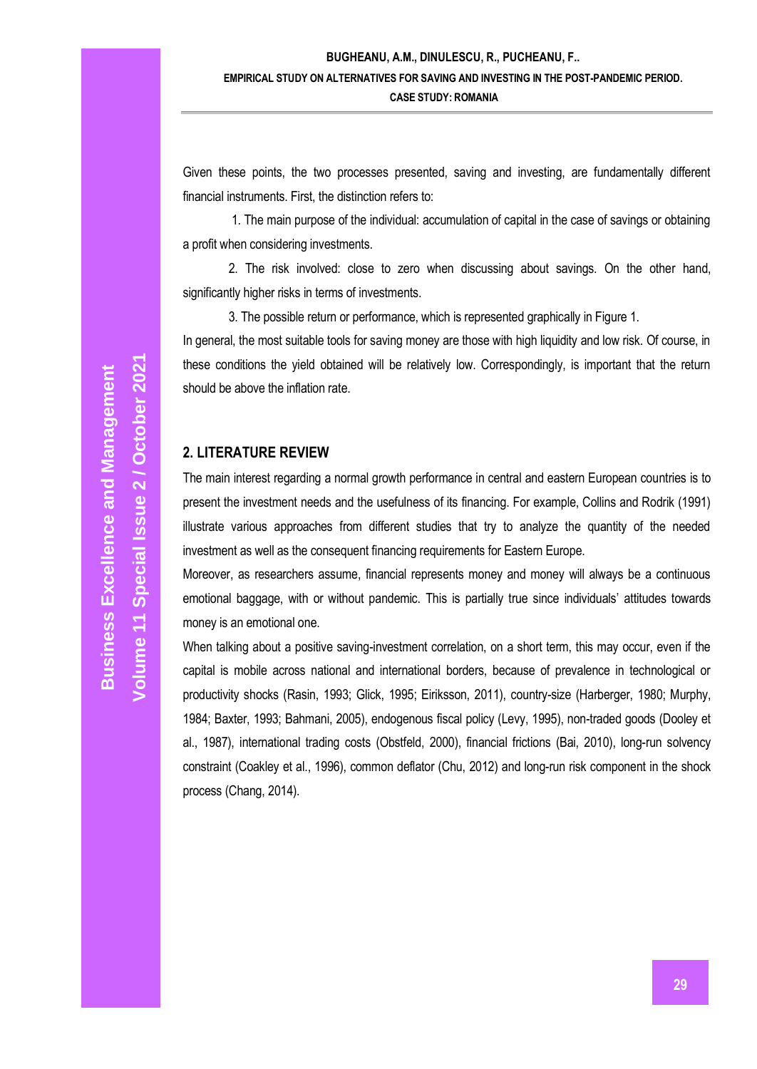Given these points, the two processes presented, saving and investing, are fundamentally different financial instruments. First, the distinction refers to:

1. The main purpose of the individual: accumulation of capital in the case of savings or obtaining a profit when considering investments.

2. The risk involved: close to zero when discussing about savings. On the other hand, significantly higher risks in terms of investments.

3. The possible return or performance, which is represented graphically in Figure 1.

In general, the most suitable tools for saving money are those with high liquidity and low risk. Of course, in these conditions the yield obtained will be relatively low. Correspondingly, is important that the return should be above the inflation rate.

## 2. LITERATURE REVIEW

The main interest regarding a normal growth performance in central and eastern European countries is to present the investment needs and the usefulness of its financing. For example, Collins and Rodrik (1991) illustrate various approaches from different studies that try to analyze the quantity of the needed investment as well as the consequent financing requirements for Eastern Europe.

Moreover, as researchers assume, financial represents money and money will always be a continuous emotional baggage, with or without pandemic. This is partially true since individuals' attitudes towards money is an emotional one.

When talking about a positive saving-investment correlation, on a short term, this may occur, even if the capital is mobile across national and international borders, because of prevalence in technological or productivity shocks (Rasin, 1993; Glick, 1995; Eiriksson, 2011), country-size (Harberger, 1980; Murphy, 1984; Baxter, 1993; Bahmani, 2005), endogenous fiscal policy (Levy, 1995), non-traded goods (Dooley et al., 1987), international trading costs (Obstfeld, 2000), financial frictions (Bai, 2010), long-run solvency constraint (Coakley et al., 1996), common deflator (Chu, 2012) and long-run risk component in the shock process (Chang, 2014).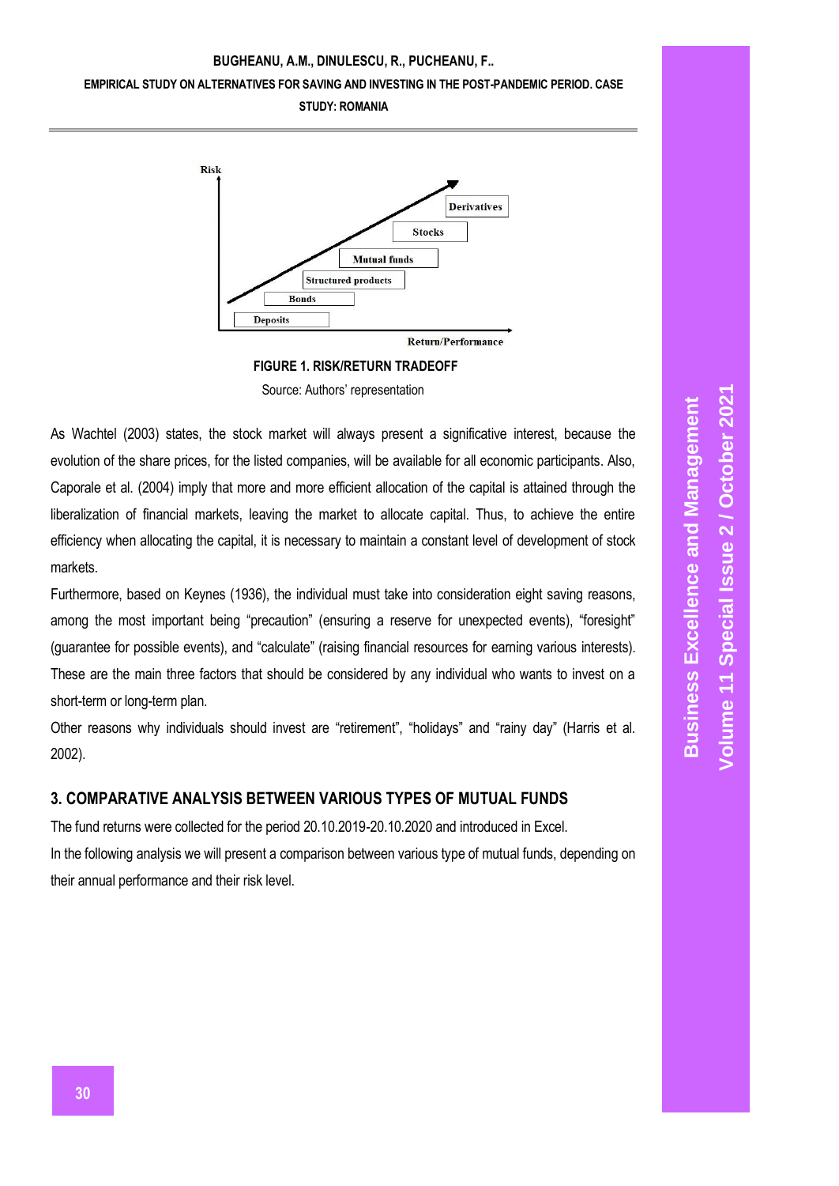FIGURE 1. RISK/RETURN TRADEOFF

Source: Authors' representation

As Wachtel (2003) states, the stock market will always present a significative interest, because the evolution of the share prices, for the listed companies, will be available for all economic participants. Also, Caporale et al. (2004) imply that more and more efficient allocation of the capital is attained through the liberalization of financial markets, leaving the market to allocate capital. Thus, to achieve the entire efficiency when allocating the capital, it is necessary to maintain a constant level of development of stock markets.

Furthermore, based on Keynes (1936), the individual must take into consideration eight saving reasons, among the most important being "precaution" (ensuring a reserve for unexpected events), "foresight" (guarantee for possible events), and "calculate" (raising financial resources for earning various interests). These are the main three factors that should be considered by any individual who wants to invest on a short-term or long-term plan.

Other reasons why individuals should invest are "retirement", "holidays" and "rainy day" (Harris et al. 2002).

## 3. COMPARATIVE ANALYSIS BETWEEN VARIOUS TYPES OF MUTUAL FUNDS

The fund returns were collected for the period 20.10.2019-20.10.2020 and introduced in Excel.

In the following analysis we will present a comparison between various type of mutual funds, depending on their annual performance and their risk level.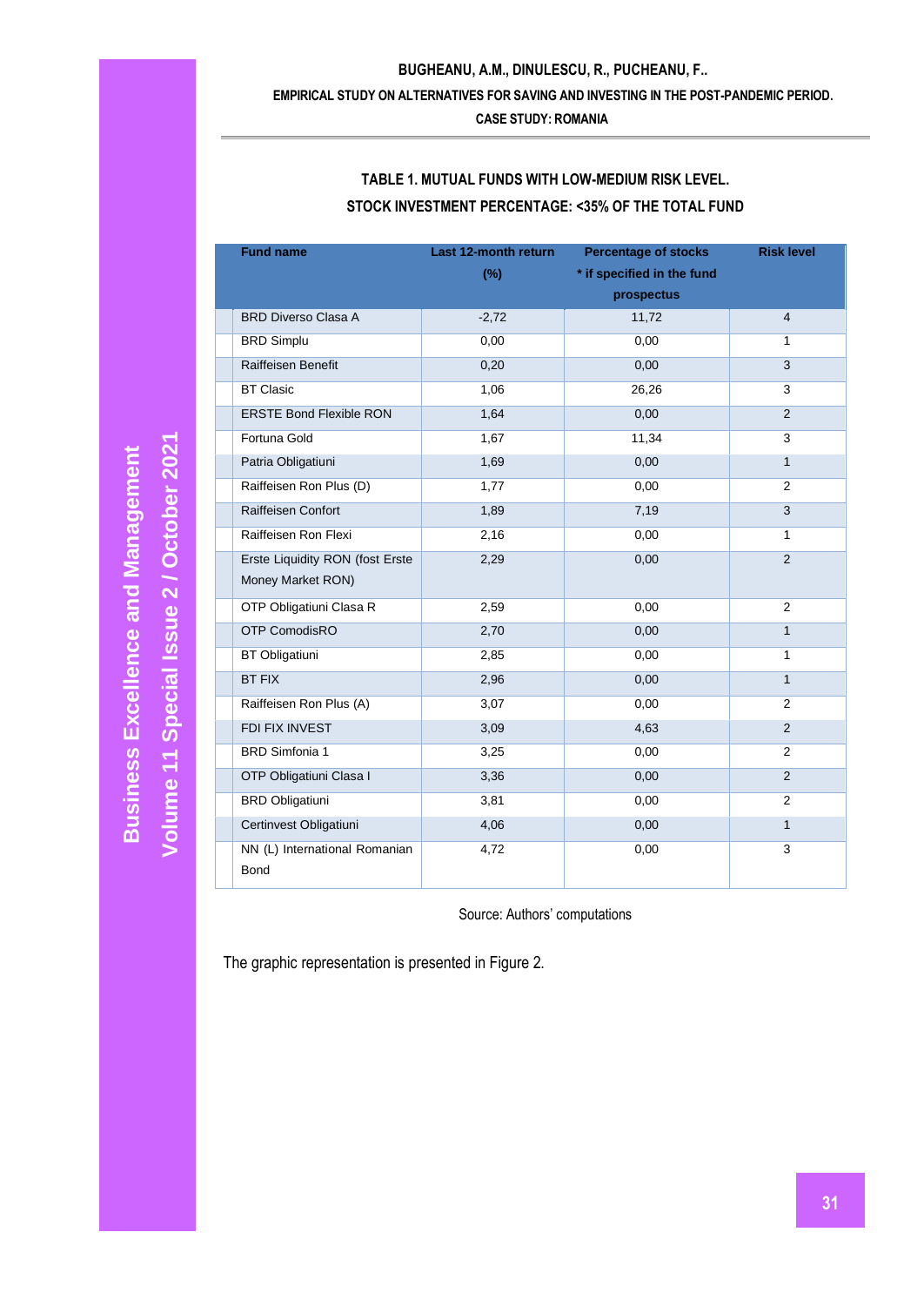### TABLE 1. MUTUAL FUNDS WITH LOW-MEDIUM RISK LEVEL. STOCK INVESTMENT PERCENTAGE: <35% OF THE TOTAL FUND

| Fund name | Last 12-month return (%) | Percentage of stocks * if specified in the fund prospectus | Risk level |
|---|---|---|---|
| BRD Diverso Clasa A | -2,72 | 11,72 | 4 |
| BRD Simplu | 0,00 | 0,00 | 1 |
| Raiffeisen Benefit | 0,20 | 0,00 | 3 |
| BT Clasic | 1,06 | 26,26 | 3 |
| ERSTE Bond Flexible RON | 1,64 | 0,00 | 2 |
| Fortuna Gold | 1,67 | 11,34 | 3 |
| Patria Obligatiuni | 1,69 | 0,00 | 1 |
| Raiffeisen Ron Plus (D) | 1,77 | 0,00 | 2 |
| Raiffeisen Confort | 1,89 | 7,19 | 3 |
| Raiffeisen Ron Flexi | 2,16 | 0,00 | 1 |
| Erste Liquidity RON (fost Erste Money Market RON) | 2,29 | 0,00 | 2 |
| OTP Obligatiuni Clasa R | 2,59 | 0,00 | 2 |
| OTP ComodisRO | 2,70 | 0,00 | 1 |
| BT Obligatiuni | 2,85 | 0,00 | 1 |
| BT FIX | 2,96 | 0,00 | 1 |
| Raiffeisen Ron Plus (A) | 3,07 | 0,00 | 2 |
| FDI FIX INVEST | 3,09 | 4,63 | 2 |
| BRD Simfonia 1 | 3,25 | 0,00 | 2 |
| OTP Obligatiuni Clasa I | 3,36 | 0,00 | 2 |
| BRD Obligatiuni | 3,81 | 0,00 | 2 |
| Certinvest Obligatiuni | 4,06 | 0,00 | 1 |
| NN (L) International Romanian Bond | 4,72 | 0,00 | 3 |

Source: Authors' computations

The graphic representation is presented in Figure 2.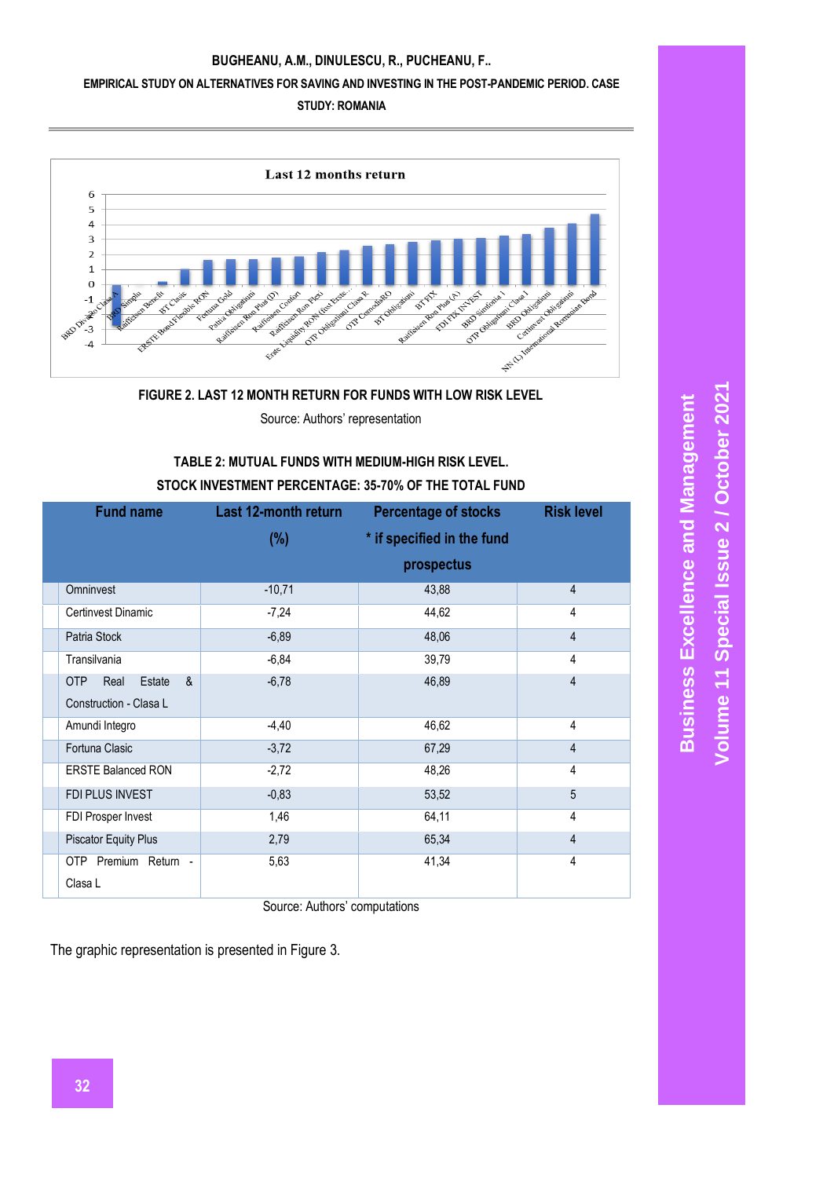FIGURE 2. LAST 12 MONTH RETURN FOR FUNDS WITH LOW RISK LEVEL

Source: Authors' representation

**TABLE 2: MUTUAL FUNDS WITH MEDIUM-HIGH RISK LEVEL. STOCK INVESTMENT PERCENTAGE: 35-70% OF THE TOTAL FUND**

| Fund name | Last 12-month return (%) | Percentage of stocks * if specified in the fund prospectus | Risk level |
|---|---|---|---|
| Omninvest | -10,71 | 43,88 | 4 |
| Certinvest Dinamic | -7,24 | 44,62 | 4 |
| Patria Stock | -6,89 | 48,06 | 4 |
| Transilvania | -6,84 | 39,79 | 4 |
| OTP Real Estate & Construction - Clasa L | -6,78 | 46,89 | 4 |
| Amundi Integro | -4,40 | 46,62 | 4 |
| Fortuna Clasic | -3,72 | 67,29 | 4 |
| ERSTE Balanced RON | -2,72 | 48,26 | 4 |
| FDI PLUS INVEST | -0,83 | 53,52 | 5 |
| FDI Prosper Invest | 1,46 | 64,11 | 4 |
| Piscator Equity Plus | 2,79 | 65,34 | 4 |
| OTP Premium Return - Clasa L | 5,63 | 41,34 | 4 |

Source: Authors' computations

The graphic representation is presented in Figure 3.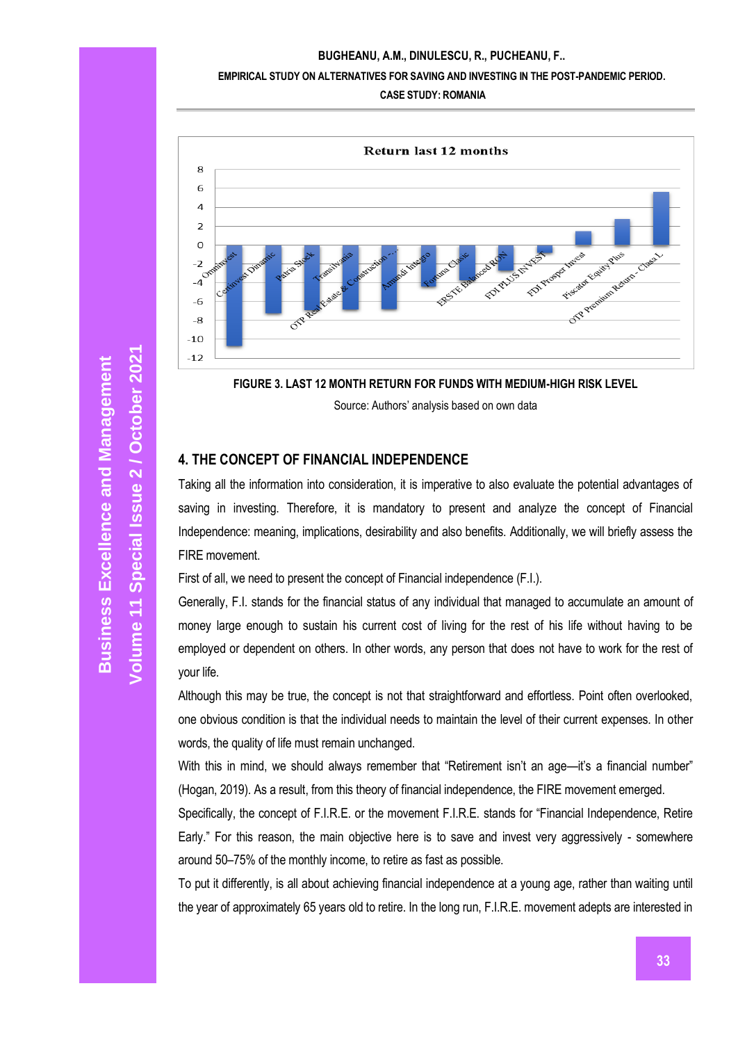FIGURE 3. LAST 12 MONTH RETURN FOR FUNDS WITH MEDIUM-HIGH RISK LEVEL

Source: Authors' analysis based on own data

## 4. THE CONCEPT OF FINANCIAL INDEPENDENCE

Taking all the information into consideration, it is imperative to also evaluate the potential advantages of saving in investing. Therefore, it is mandatory to present and analyze the concept of Financial Independence: meaning, implications, desirability and also benefits. Additionally, we will briefly assess the FIRE movement.

First of all, we need to present the concept of Financial independence (F.I.).

Generally, F.I. stands for the financial status of any individual that managed to accumulate an amount of money large enough to sustain his current cost of living for the rest of his life without having to be employed or dependent on others. In other words, any person that does not have to work for the rest of your life.

Although this may be true, the concept is not that straightforward and effortless. Point often overlooked, one obvious condition is that the individual needs to maintain the level of their current expenses. In other words, the quality of life must remain unchanged.

With this in mind, we should always remember that "Retirement isn't an age—it's a financial number" (Hogan, 2019). As a result, from this theory of financial independence, the FIRE movement emerged.

Specifically, the concept of F.I.R.E. or the movement F.I.R.E. stands for "Financial Independence, Retire Early." For this reason, the main objective here is to save and invest very aggressively - somewhere around 50–75% of the monthly income, to retire as fast as possible.

To put it differently, is all about achieving financial independence at a young age, rather than waiting until the year of approximately 65 years old to retire. In the long run, F.I.R.E. movement adepts are interested in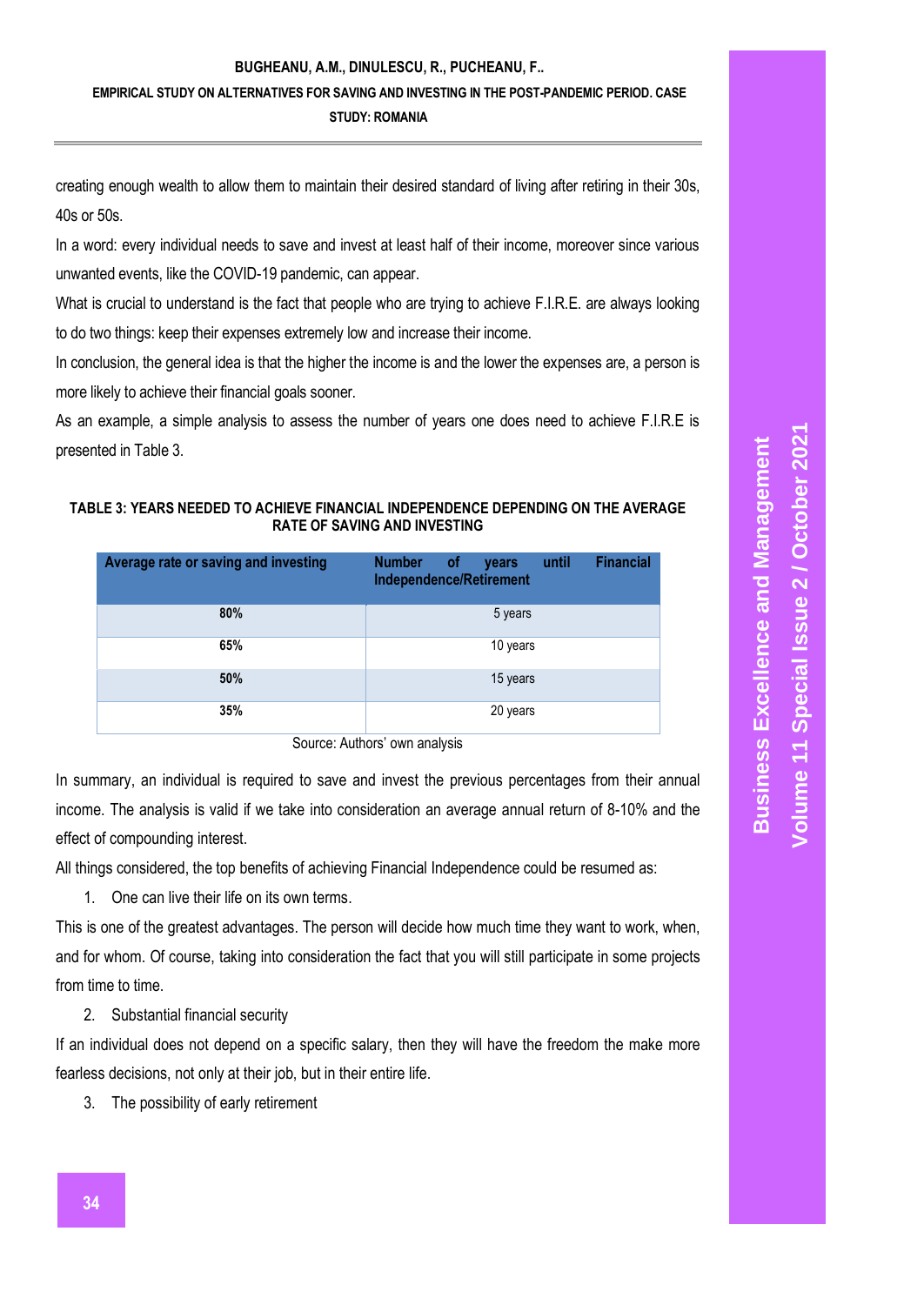creating enough wealth to allow them to maintain their desired standard of living after retiring in their 30s, 40s or 50s.

In a word: every individual needs to save and invest at least half of their income, moreover since various unwanted events, like the COVID-19 pandemic, can appear.

What is crucial to understand is the fact that people who are trying to achieve F.I.R.E. are always looking to do two things: keep their expenses extremely low and increase their income.

In conclusion, the general idea is that the higher the income is and the lower the expenses are, a person is more likely to achieve their financial goals sooner.

As an example, a simple analysis to assess the number of years one does need to achieve F.I.R.E is presented in Table 3.

**TABLE 3: YEARS NEEDED TO ACHIEVE FINANCIAL INDEPENDENCE DEPENDING ON THE AVERAGE RATE OF SAVING AND INVESTING**

| Average rate or saving and investing | Number of years until Financial Independence/Retirement |
|---|---|
| **80%** | 5 years |
| **65%** | 10 years |
| **50%** | 15 years |
| **35%** | 20 years |

Source: Authors' own analysis

In summary, an individual is required to save and invest the previous percentages from their annual income. The analysis is valid if we take into consideration an average annual return of 8-10% and the effect of compounding interest.

All things considered, the top benefits of achieving Financial Independence could be resumed as:

1. One can live their life on its own terms.

This is one of the greatest advantages. The person will decide how much time they want to work, when, and for whom. Of course, taking into consideration the fact that you will still participate in some projects from time to time.

2. Substantial financial security

If an individual does not depend on a specific salary, then they will have the freedom the make more fearless decisions, not only at their job, but in their entire life.

3. The possibility of early retirement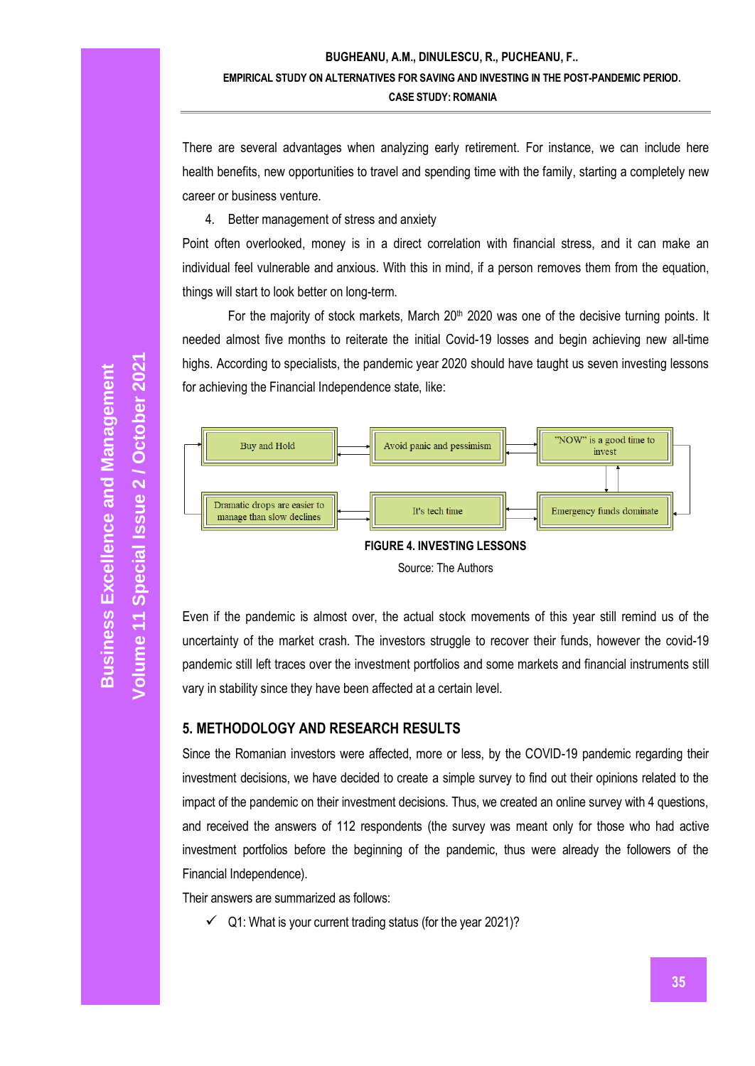There are several advantages when analyzing early retirement. For instance, we can include here health benefits, new opportunities to travel and spending time with the family, starting a completely new career or business venture.

4. Better management of stress and anxiety

Point often overlooked, money is in a direct correlation with financial stress, and it can make an individual feel vulnerable and anxious. With this in mind, if a person removes them from the equation, things will start to look better on long-term.

For the majority of stock markets, March 20th 2020 was one of the decisive turning points. It needed almost five months to reiterate the initial Covid-19 losses and begin achieving new all-time highs. According to specialists, the pandemic year 2020 should have taught us seven investing lessons for achieving the Financial Independence state, like:

Buy and Hold → Avoid panic and pessimism → "NOW" is a good time to invest → Emergency funds dominate → It's tech time → Dramatic drops are easier to manage than slow declines → Buy and Hold

**FIGURE 4. INVESTING LESSONS**

Source: The Authors

Even if the pandemic is almost over, the actual stock movements of this year still remind us of the uncertainty of the market crash. The investors struggle to recover their funds, however the covid-19 pandemic still left traces over the investment portfolios and some markets and financial instruments still vary in stability since they have been affected at a certain level.

## 5. METHODOLOGY AND RESEARCH RESULTS

Since the Romanian investors were affected, more or less, by the COVID-19 pandemic regarding their investment decisions, we have decided to create a simple survey to find out their opinions related to the impact of the pandemic on their investment decisions. Thus, we created an online survey with 4 questions, and received the answers of 112 respondents (the survey was meant only for those who had active investment portfolios before the beginning of the pandemic, thus were already the followers of the Financial Independence).

Their answers are summarized as follows:

- ✓ Q1: What is your current trading status (for the year 2021)?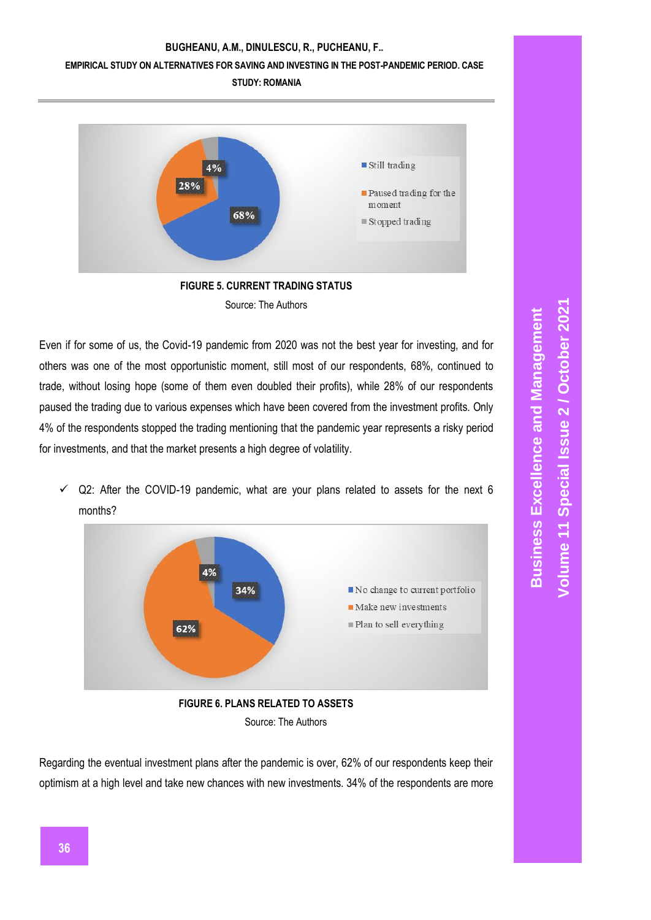**FIGURE 5. CURRENT TRADING STATUS**

Source: The Authors

Even if for some of us, the Covid-19 pandemic from 2020 was not the best year for investing, and for others was one of the most opportunistic moment, still most of our respondents, 68%, continued to trade, without losing hope (some of them even doubled their profits), while 28% of our respondents paused the trading due to various expenses which have been covered from the investment profits. Only 4% of the respondents stopped the trading mentioning that the pandemic year represents a risky period for investments, and that the market presents a high degree of volatility.

- ✓ Q2: After the COVID-19 pandemic, what are your plans related to assets for the next 6 months?

**FIGURE 6. PLANS RELATED TO ASSETS**

Source: The Authors

Regarding the eventual investment plans after the pandemic is over, 62% of our respondents keep their optimism at a high level and take new chances with new investments. 34% of the respondents are more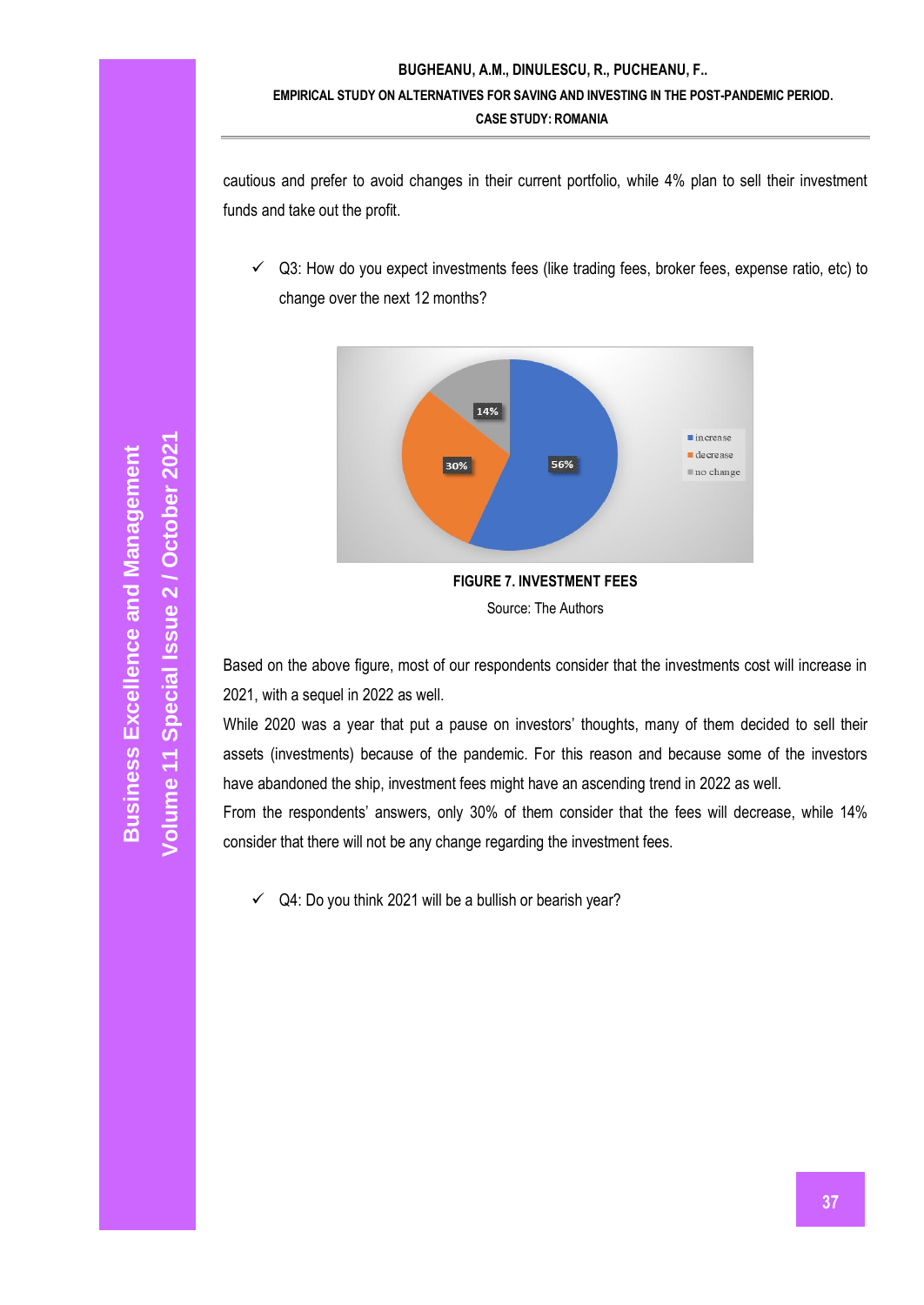cautious and prefer to avoid changes in their current portfolio, while 4% plan to sell their investment funds and take out the profit.

- ✓ Q3: How do you expect investments fees (like trading fees, broker fees, expense ratio, etc) to change over the next 12 months?

**FIGURE 7. INVESTMENT FEES**

Source: The Authors

Based on the above figure, most of our respondents consider that the investments cost will increase in 2021, with a sequel in 2022 as well.

While 2020 was a year that put a pause on investors' thoughts, many of them decided to sell their assets (investments) because of the pandemic. For this reason and because some of the investors have abandoned the ship, investment fees might have an ascending trend in 2022 as well.

From the respondents' answers, only 30% of them consider that the fees will decrease, while 14% consider that there will not be any change regarding the investment fees.

- ✓ Q4: Do you think 2021 will be a bullish or bearish year?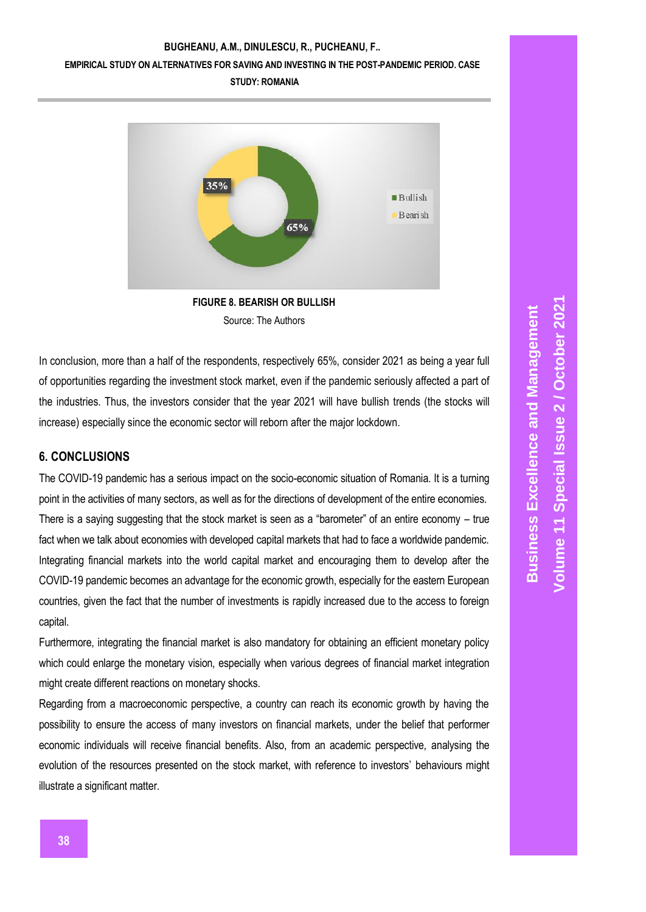FIGURE 8. BEARISH OR BULLISH

Source: The Authors

In conclusion, more than a half of the respondents, respectively 65%, consider 2021 as being a year full of opportunities regarding the investment stock market, even if the pandemic seriously affected a part of the industries. Thus, the investors consider that the year 2021 will have bullish trends (the stocks will increase) especially since the economic sector will reborn after the major lockdown.

## 6. CONCLUSIONS

The COVID-19 pandemic has a serious impact on the socio-economic situation of Romania. It is a turning point in the activities of many sectors, as well as for the directions of development of the entire economies. There is a saying suggesting that the stock market is seen as a "barometer" of an entire economy – true fact when we talk about economies with developed capital markets that had to face a worldwide pandemic. Integrating financial markets into the world capital market and encouraging them to develop after the COVID-19 pandemic becomes an advantage for the economic growth, especially for the eastern European countries, given the fact that the number of investments is rapidly increased due to the access to foreign capital.

Furthermore, integrating the financial market is also mandatory for obtaining an efficient monetary policy which could enlarge the monetary vision, especially when various degrees of financial market integration might create different reactions on monetary shocks.

Regarding from a macroeconomic perspective, a country can reach its economic growth by having the possibility to ensure the access of many investors on financial markets, under the belief that performer economic individuals will receive financial benefits. Also, from an academic perspective, analysing the evolution of the resources presented on the stock market, with reference to investors' behaviours might illustrate a significant matter.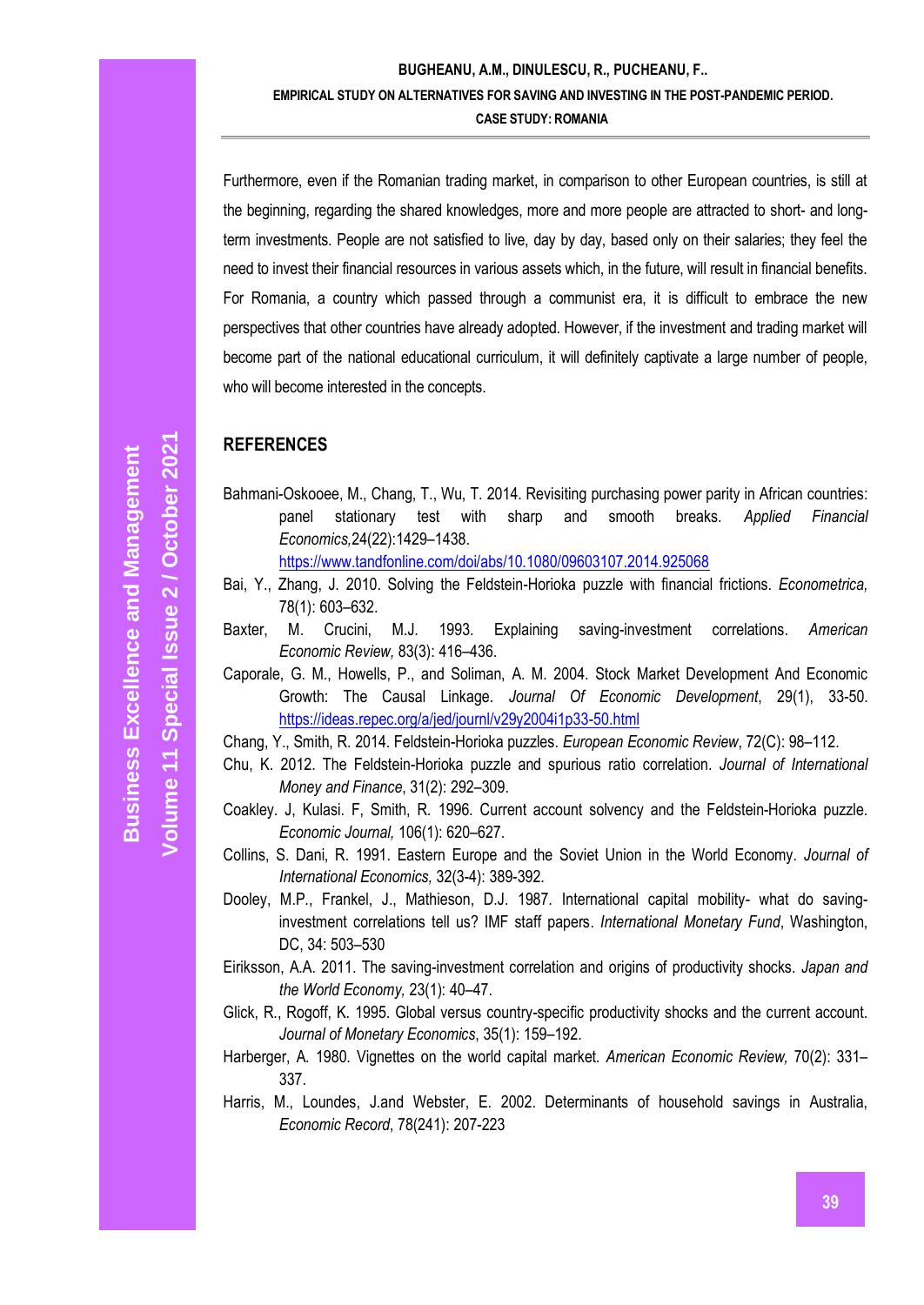Furthermore, even if the Romanian trading market, in comparison to other European countries, is still at the beginning, regarding the shared knowledges, more and more people are attracted to short- and long-term investments. People are not satisfied to live, day by day, based only on their salaries; they feel the need to invest their financial resources in various assets which, in the future, will result in financial benefits. For Romania, a country which passed through a communist era, it is difficult to embrace the new perspectives that other countries have already adopted. However, if the investment and trading market will become part of the national educational curriculum, it will definitely captivate a large number of people, who will become interested in the concepts.

## REFERENCES

Bahmani-Oskooee, M., Chang, T., Wu, T. 2014. Revisiting purchasing power parity in African countries: panel stationary test with sharp and smooth breaks. *Applied Financial Economics,*24(22):1429–1438. https://www.tandfonline.com/doi/abs/10.1080/09603107.2014.925068

Bai, Y., Zhang, J. 2010. Solving the Feldstein-Horioka puzzle with financial frictions. *Econometrica,* 78(1): 603–632.

Baxter, M. Crucini, M.J. 1993. Explaining saving-investment correlations. *American Economic Review,* 83(3): 416–436.

Caporale, G. M., Howells, P., and Soliman, A. M. 2004. Stock Market Development And Economic Growth: The Causal Linkage. *Journal Of Economic Development*, 29(1), 33-50. https://ideas.repec.org/a/jed/journl/v29y2004i1p33-50.html

Chang, Y., Smith, R. 2014. Feldstein-Horioka puzzles. *European Economic Review*, 72(C): 98–112.

Chu, K. 2012. The Feldstein-Horioka puzzle and spurious ratio correlation. *Journal of International Money and Finance*, 31(2): 292–309.

Coakley. J, Kulasi. F, Smith, R. 1996. Current account solvency and the Feldstein-Horioka puzzle. *Economic Journal,* 106(1): 620–627.

Collins, S. Dani, R. 1991. Eastern Europe and the Soviet Union in the World Economy. *Journal of International Economics,* 32(3-4): 389-392.

Dooley, M.P., Frankel, J., Mathieson, D.J. 1987. International capital mobility- what do saving-investment correlations tell us? IMF staff papers. *International Monetary Fund*, Washington, DC, 34: 503–530

Eiriksson, A.A. 2011. The saving-investment correlation and origins of productivity shocks. *Japan and the World Economy,* 23(1): 40–47.

Glick, R., Rogoff, K. 1995. Global versus country-specific productivity shocks and the current account. *Journal of Monetary Economics*, 35(1): 159–192.

Harberger, A. 1980. Vignettes on the world capital market. *American Economic Review,* 70(2): 331–337.

Harris, M., Loundes, J.and Webster, E. 2002. Determinants of household savings in Australia, *Economic Record*, 78(241): 207-223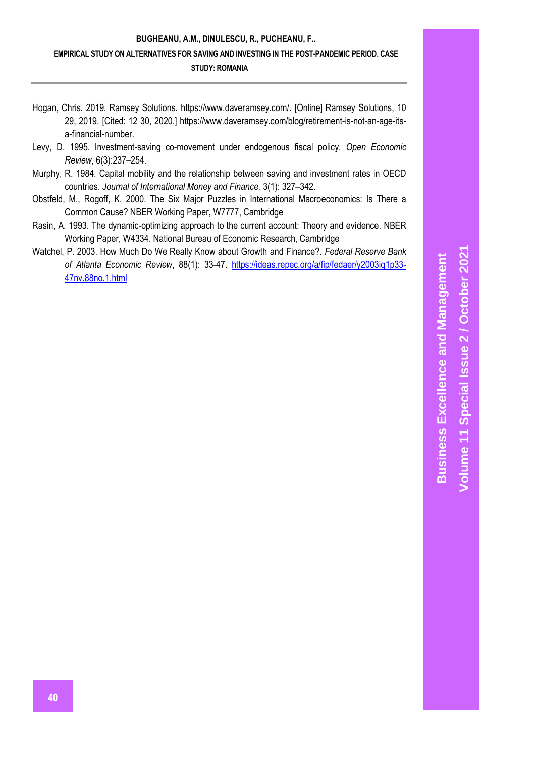Hogan, Chris. 2019. Ramsey Solutions. https://www.daveramsey.com/. [Online] Ramsey Solutions, 10 29, 2019. [Cited: 12 30, 2020.] https://www.daveramsey.com/blog/retirement-is-not-an-age-its-a-financial-number.

Levy, D. 1995. Investment-saving co-movement under endogenous fiscal policy. *Open Economic Review*, 6(3):237–254.

Murphy, R. 1984. Capital mobility and the relationship between saving and investment rates in OECD countries. *Journal of International Money and Finance,* 3(1): 327–342.

Obstfeld, M., Rogoff, K. 2000. The Six Major Puzzles in International Macroeconomics: Is There a Common Cause? NBER Working Paper, W7777, Cambridge

Rasin, A. 1993. The dynamic-optimizing approach to the current account: Theory and evidence. NBER Working Paper, W4334. National Bureau of Economic Research, Cambridge

Watchel, P. 2003. How Much Do We Really Know about Growth and Finance?. *Federal Reserve Bank of Atlanta Economic Review*, 88(1): 33-47. https://ideas.repec.org/a/fip/fedaer/y2003iq1p33-47nv.88no.1.html